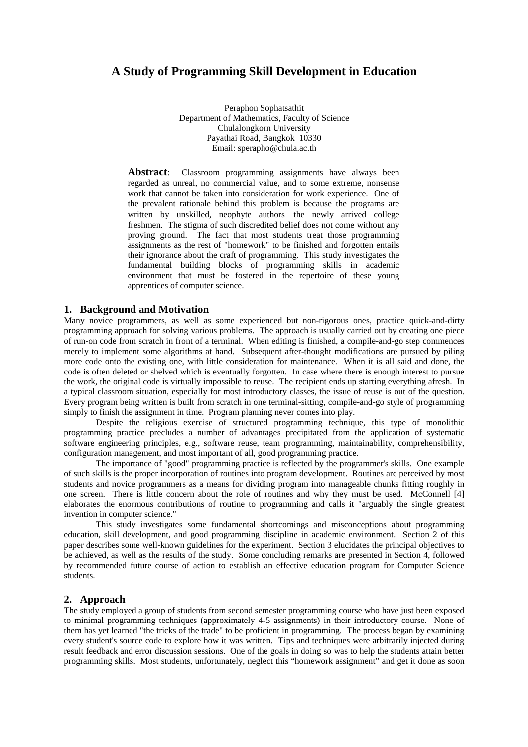# A Study of Programming Skill Development in Education

Peraphon Sophatsathit
Department of Mathematics, Faculty of Science
Chulalongkorn University
Payathai Road, Bangkok 10330
Email: sperapho@chula.ac.th

**Abstract**: Classroom programming assignments have always been regarded as unreal, no commercial value, and to some extreme, nonsense work that cannot be taken into consideration for work experience. One of the prevalent rationale behind this problem is because the programs are written by unskilled, neophyte authors the newly arrived college freshmen. The stigma of such discredited belief does not come without any proving ground. The fact that most students treat those programming assignments as the rest of "homework" to be finished and forgotten entails their ignorance about the craft of programming. This study investigates the fundamental building blocks of programming skills in academic environment that must be fostered in the repertoire of these young apprentices of computer science.

## 1. Background and Motivation

Many novice programmers, as well as some experienced but non-rigorous ones, practice quick-and-dirty programming approach for solving various problems. The approach is usually carried out by creating one piece of run-on code from scratch in front of a terminal. When editing is finished, a compile-and-go step commences merely to implement some algorithms at hand. Subsequent after-thought modifications are pursued by piling more code onto the existing one, with little consideration for maintenance. When it is all said and done, the code is often deleted or shelved which is eventually forgotten. In case where there is enough interest to pursue the work, the original code is virtually impossible to reuse. The recipient ends up starting everything afresh. In a typical classroom situation, especially for most introductory classes, the issue of reuse is out of the question. Every program being written is built from scratch in one terminal-sitting, compile-and-go style of programming simply to finish the assignment in time. Program planning never comes into play.

Despite the religious exercise of structured programming technique, this type of monolithic programming practice precludes a number of advantages precipitated from the application of systematic software engineering principles, e.g., software reuse, team programming, maintainability, comprehensibility, configuration management, and most important of all, good programming practice.

The importance of "good" programming practice is reflected by the programmer's skills. One example of such skills is the proper incorporation of routines into program development. Routines are perceived by most students and novice programmers as a means for dividing program into manageable chunks fitting roughly in one screen. There is little concern about the role of routines and why they must be used. McConnell [4] elaborates the enormous contributions of routine to programming and calls it "arguably the single greatest invention in computer science."

This study investigates some fundamental shortcomings and misconceptions about programming education, skill development, and good programming discipline in academic environment. Section 2 of this paper describes some well-known guidelines for the experiment. Section 3 elucidates the principal objectives to be achieved, as well as the results of the study. Some concluding remarks are presented in Section 4, followed by recommended future course of action to establish an effective education program for Computer Science students.

## 2. Approach

The study employed a group of students from second semester programming course who have just been exposed to minimal programming techniques (approximately 4-5 assignments) in their introductory course. None of them has yet learned "the tricks of the trade" to be proficient in programming. The process began by examining every student's source code to explore how it was written. Tips and techniques were arbitrarily injected during result feedback and error discussion sessions. One of the goals in doing so was to help the students attain better programming skills. Most students, unfortunately, neglect this "homework assignment" and get it done as soon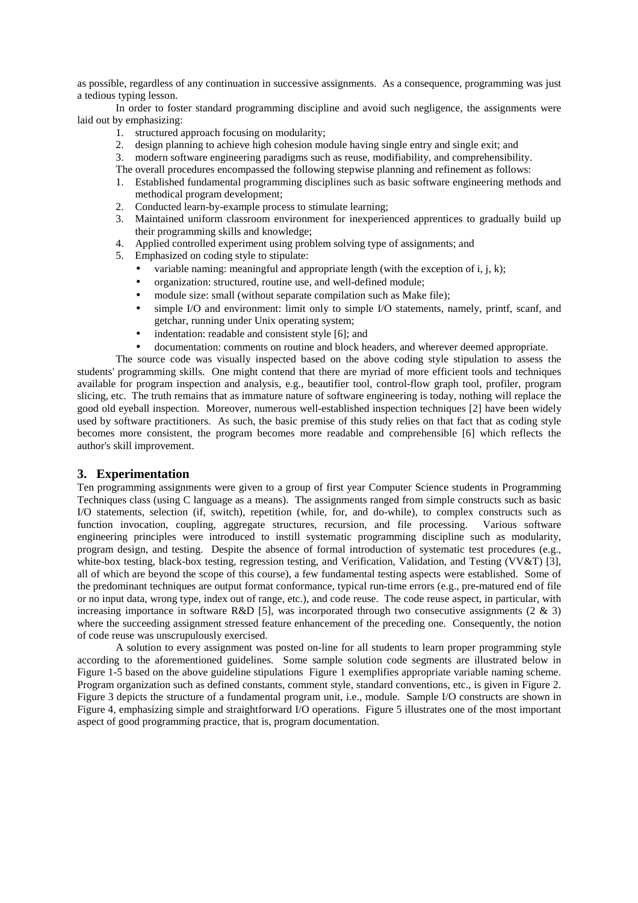as possible, regardless of any continuation in successive assignments. As a consequence, programming was just a tedious typing lesson.

In order to foster standard programming discipline and avoid such negligence, the assignments were laid out by emphasizing:

1. structured approach focusing on modularity;
2. design planning to achieve high cohesion module having single entry and single exit; and
3. modern software engineering paradigms such as reuse, modifiability, and comprehensibility.

The overall procedures encompassed the following stepwise planning and refinement as follows:

1. Established fundamental programming disciplines such as basic software engineering methods and methodical program development;
2. Conducted learn-by-example process to stimulate learning;
3. Maintained uniform classroom environment for inexperienced apprentices to gradually build up their programming skills and knowledge;
4. Applied controlled experiment using problem solving type of assignments; and
5. Emphasized on coding style to stipulate:
   - variable naming: meaningful and appropriate length (with the exception of i, j, k);
   - organization: structured, routine use, and well-defined module;
   - module size: small (without separate compilation such as Make file);
   - simple I/O and environment: limit only to simple I/O statements, namely, printf, scanf, and getchar, running under Unix operating system;
   - indentation: readable and consistent style [6]; and
   - documentation: comments on routine and block headers, and wherever deemed appropriate.

The source code was visually inspected based on the above coding style stipulation to assess the students' programming skills. One might contend that there are myriad of more efficient tools and techniques available for program inspection and analysis, e.g., beautifier tool, control-flow graph tool, profiler, program slicing, etc. The truth remains that as immature nature of software engineering is today, nothing will replace the good old eyeball inspection. Moreover, numerous well-established inspection techniques [2] have been widely used by software practitioners. As such, the basic premise of this study relies on that fact that as coding style becomes more consistent, the program becomes more readable and comprehensible [6] which reflects the author's skill improvement.

## 3. Experimentation

Ten programming assignments were given to a group of first year Computer Science students in Programming Techniques class (using C language as a means). The assignments ranged from simple constructs such as basic I/O statements, selection (if, switch), repetition (while, for, and do-while), to complex constructs such as function invocation, coupling, aggregate structures, recursion, and file processing. Various software engineering principles were introduced to instill systematic programming discipline such as modularity, program design, and testing. Despite the absence of formal introduction of systematic test procedures (e.g., white-box testing, black-box testing, regression testing, and Verification, Validation, and Testing (VV&T) [3], all of which are beyond the scope of this course), a few fundamental testing aspects were established. Some of the predominant techniques are output format conformance, typical run-time errors (e.g., pre-matured end of file or no input data, wrong type, index out of range, etc.), and code reuse. The code reuse aspect, in particular, with increasing importance in software R&D [5], was incorporated through two consecutive assignments (2 & 3) where the succeeding assignment stressed feature enhancement of the preceding one. Consequently, the notion of code reuse was unscrupulously exercised.

A solution to every assignment was posted on-line for all students to learn proper programming style according to the aforementioned guidelines. Some sample solution code segments are illustrated below in Figure 1-5 based on the above guideline stipulations Figure 1 exemplifies appropriate variable naming scheme. Program organization such as defined constants, comment style, standard conventions, etc., is given in Figure 2. Figure 3 depicts the structure of a fundamental program unit, i.e., module. Sample I/O constructs are shown in Figure 4, emphasizing simple and straightforward I/O operations. Figure 5 illustrates one of the most important aspect of good programming practice, that is, program documentation.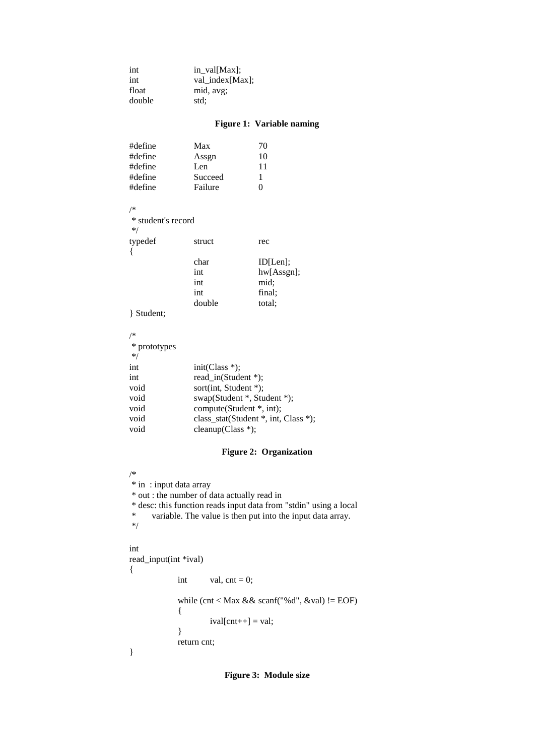```
int         in_val[Max];
int         val_index[Max];
float       mid, avg;
double      std;
```

**Figure 1: Variable naming**

```
#define     Max         70
#define     Assgn       10
#define     Len         11
#define     Succeed     1
#define     Failure     0

/*
 * student's record
 */
typedef     struct      rec
{
            char        ID[Len];
            int         hw[Assgn];
            int         mid;
            int         final;
            double      total;
} Student;

/*
 * prototypes
 */
int         init(Class *);
int         read_in(Student *);
void        sort(int, Student *);
void        swap(Student *, Student *);
void        compute(Student *, int);
void        class_stat(Student *, int, Class *);
void        cleanup(Class *);
```

**Figure 2: Organization**

```
/*
 * in  : input data array
 * out : the number of data actually read in
 * desc: this function reads input data from "stdin" using a local
 *       variable. The value is then put into the input data array.
 */

int
read_input(int *ival)
{
        int     val, cnt = 0;

        while (cnt < Max && scanf("%d", &val) != EOF)
        {
                ival[cnt++] = val;
        }
        return cnt;
}
```

**Figure 3: Module size**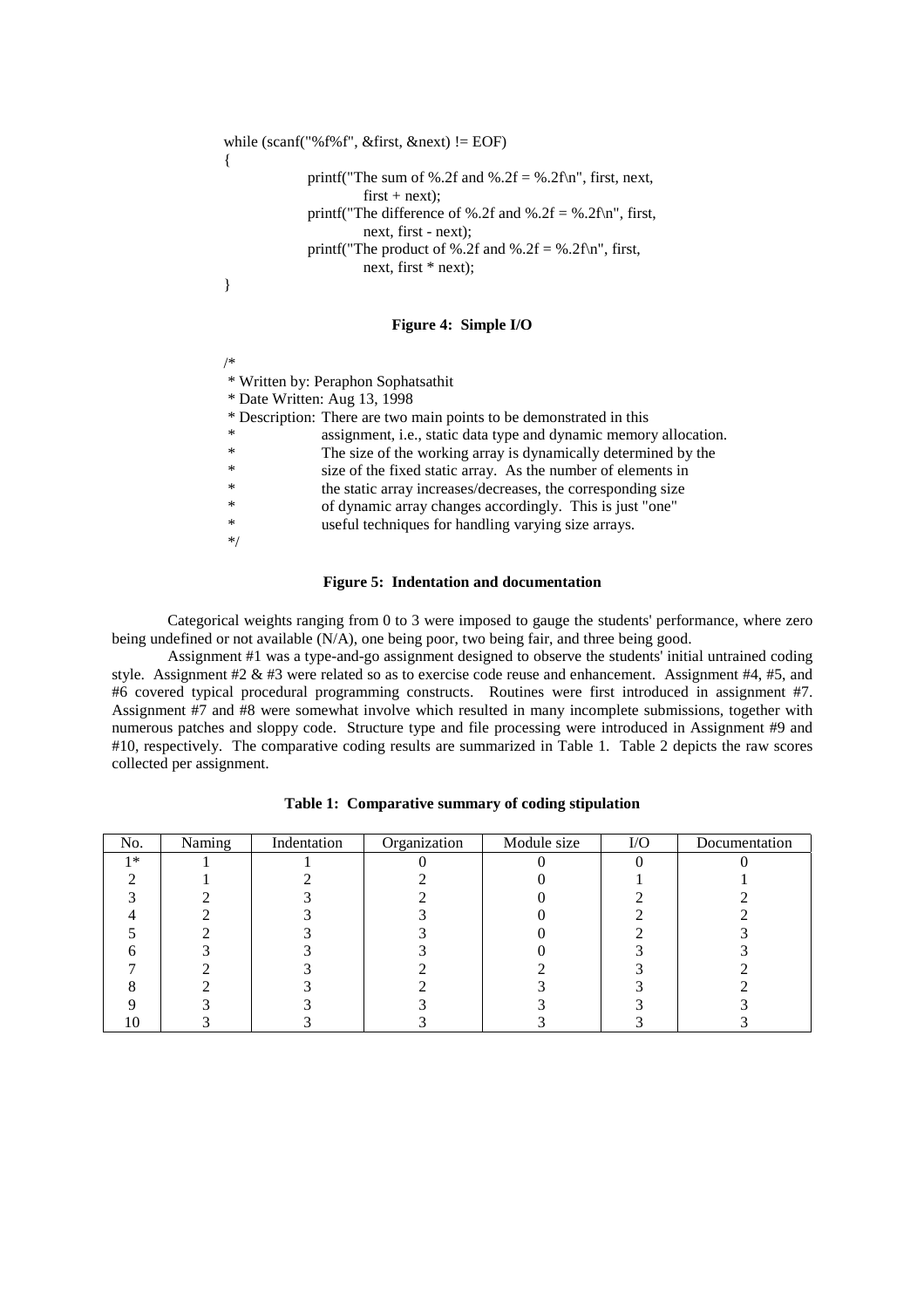```
while (scanf("%f%f", &first, &next) != EOF)
{
        printf("The sum of %.2f and %.2f = %.2f\n", first, next,
                first + next);
        printf("The difference of %.2f and %.2f = %.2f\n", first,
                next, first - next);
        printf("The product of %.2f and %.2f = %.2f\n", first,
                next, first * next);
}
```

**Figure 4: Simple I/O**

```
/*
 * Written by: Peraphon Sophatsathit
 * Date Written: Aug 13, 1998
 * Description: There are two main points to be demonstrated in this
 *              assignment, i.e., static data type and dynamic memory allocation.
 *              The size of the working array is dynamically determined by the
 *              size of the fixed static array. As the number of elements in
 *              the static array increases/decreases, the corresponding size
 *              of dynamic array changes accordingly. This is just "one"
 *              useful techniques for handling varying size arrays.
 */
```

**Figure 5: Indentation and documentation**

Categorical weights ranging from 0 to 3 were imposed to gauge the students' performance, where zero being undefined or not available (N/A), one being poor, two being fair, and three being good.

Assignment #1 was a type-and-go assignment designed to observe the students' initial untrained coding style. Assignment #2 & #3 were related so as to exercise code reuse and enhancement. Assignment #4, #5, and #6 covered typical procedural programming constructs. Routines were first introduced in assignment #7. Assignment #7 and #8 were somewhat involve which resulted in many incomplete submissions, together with numerous patches and sloppy code. Structure type and file processing were introduced in Assignment #9 and #10, respectively. The comparative coding results are summarized in Table 1. Table 2 depicts the raw scores collected per assignment.

**Table 1: Comparative summary of coding stipulation**

| No. | Naming | Indentation | Organization | Module size | I/O | Documentation |
|---|---|---|---|---|---|---|
| 1* | 1 | 1 | 0 | 0 | 0 | 0 |
| 2 | 1 | 2 | 2 | 0 | 1 | 1 |
| 3 | 2 | 3 | 2 | 0 | 2 | 2 |
| 4 | 2 | 3 | 3 | 0 | 2 | 2 |
| 5 | 2 | 3 | 3 | 0 | 2 | 3 |
| 6 | 3 | 3 | 3 | 0 | 3 | 3 |
| 7 | 2 | 3 | 2 | 2 | 3 | 2 |
| 8 | 2 | 3 | 2 | 3 | 3 | 2 |
| 9 | 3 | 3 | 3 | 3 | 3 | 3 |
| 10 | 3 | 3 | 3 | 3 | 3 | 3 |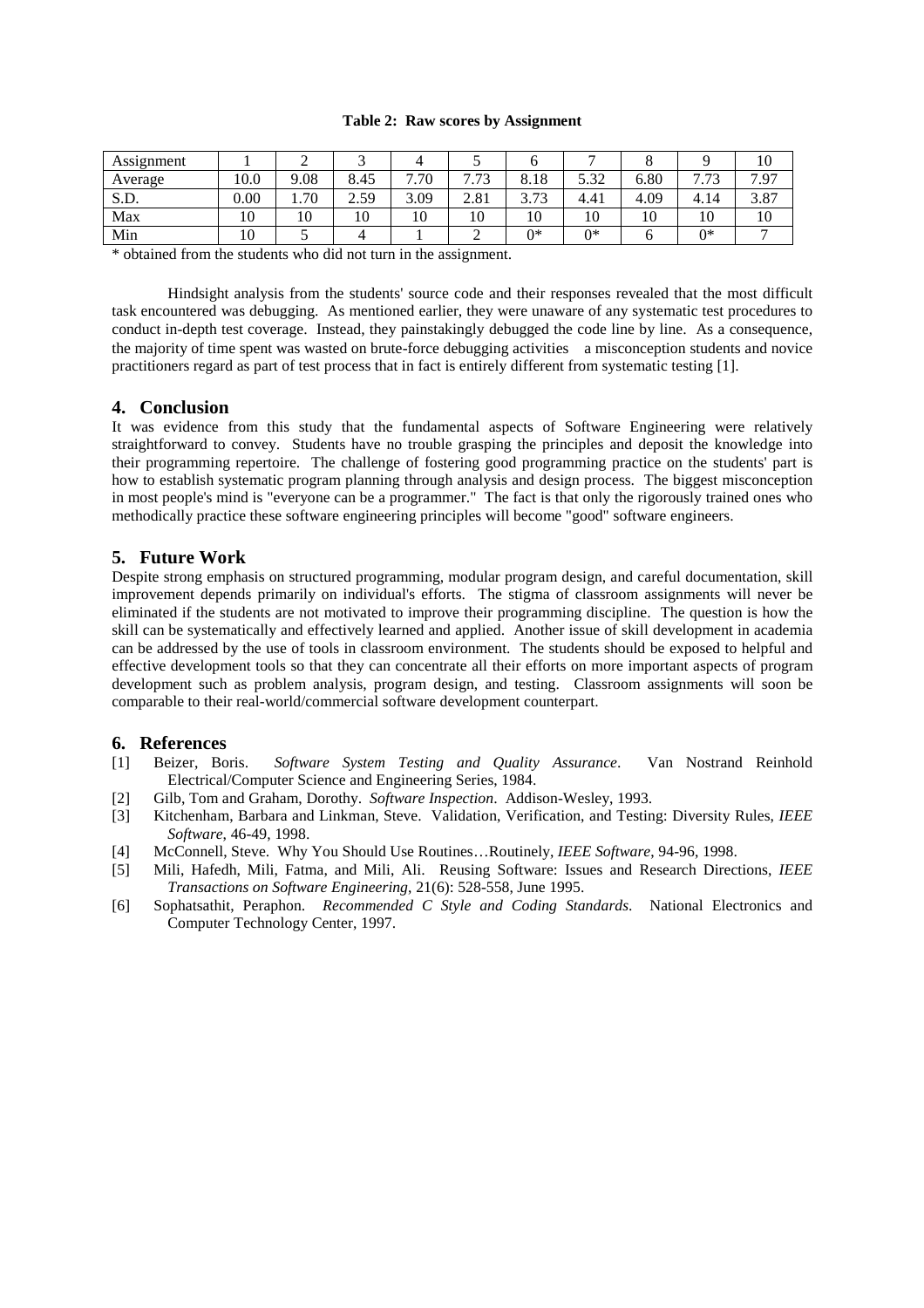**Table 2: Raw scores by Assignment**

| Assignment | 1 | 2 | 3 | 4 | 5 | 6 | 7 | 8 | 9 | 10 |
|---|---|---|---|---|---|---|---|---|---|---|
| Average | 10.0 | 9.08 | 8.45 | 7.70 | 7.73 | 8.18 | 5.32 | 6.80 | 7.73 | 7.97 |
| S.D. | 0.00 | 1.70 | 2.59 | 3.09 | 2.81 | 3.73 | 4.41 | 4.09 | 4.14 | 3.87 |
| Max | 10 | 10 | 10 | 10 | 10 | 10 | 10 | 10 | 10 | 10 |
| Min | 10 | 5 | 4 | 1 | 2 | 0* | 0* | 6 | 0* | 7 |

* obtained from the students who did not turn in the assignment.

Hindsight analysis from the students' source code and their responses revealed that the most difficult task encountered was debugging. As mentioned earlier, they were unaware of any systematic test procedures to conduct in-depth test coverage. Instead, they painstakingly debugged the code line by line. As a consequence, the majority of time spent was wasted on brute-force debugging activities a misconception students and novice practitioners regard as part of test process that in fact is entirely different from systematic testing [1].

## 4. Conclusion

It was evidence from this study that the fundamental aspects of Software Engineering were relatively straightforward to convey. Students have no trouble grasping the principles and deposit the knowledge into their programming repertoire. The challenge of fostering good programming practice on the students' part is how to establish systematic program planning through analysis and design process. The biggest misconception in most people's mind is "everyone can be a programmer." The fact is that only the rigorously trained ones who methodically practice these software engineering principles will become "good" software engineers.

## 5. Future Work

Despite strong emphasis on structured programming, modular program design, and careful documentation, skill improvement depends primarily on individual's efforts. The stigma of classroom assignments will never be eliminated if the students are not motivated to improve their programming discipline. The question is how the skill can be systematically and effectively learned and applied. Another issue of skill development in academia can be addressed by the use of tools in classroom environment. The students should be exposed to helpful and effective development tools so that they can concentrate all their efforts on more important aspects of program development such as problem analysis, program design, and testing. Classroom assignments will soon be comparable to their real-world/commercial software development counterpart.

## 6. References

[1] Beizer, Boris. *Software System Testing and Quality Assurance*. Van Nostrand Reinhold Electrical/Computer Science and Engineering Series, 1984.

[2] Gilb, Tom and Graham, Dorothy. *Software Inspection*. Addison-Wesley, 1993.

[3] Kitchenham, Barbara and Linkman, Steve. Validation, Verification, and Testing: Diversity Rules, *IEEE Software*, 46-49, 1998.

[4] McConnell, Steve. Why You Should Use Routines…Routinely, *IEEE Software*, 94-96, 1998.

[5] Mili, Hafedh, Mili, Fatma, and Mili, Ali. Reusing Software: Issues and Research Directions, *IEEE Transactions on Software Engineering*, 21(6): 528-558, June 1995.

[6] Sophatsathit, Peraphon. *Recommended C Style and Coding Standards*. National Electronics and Computer Technology Center, 1997.